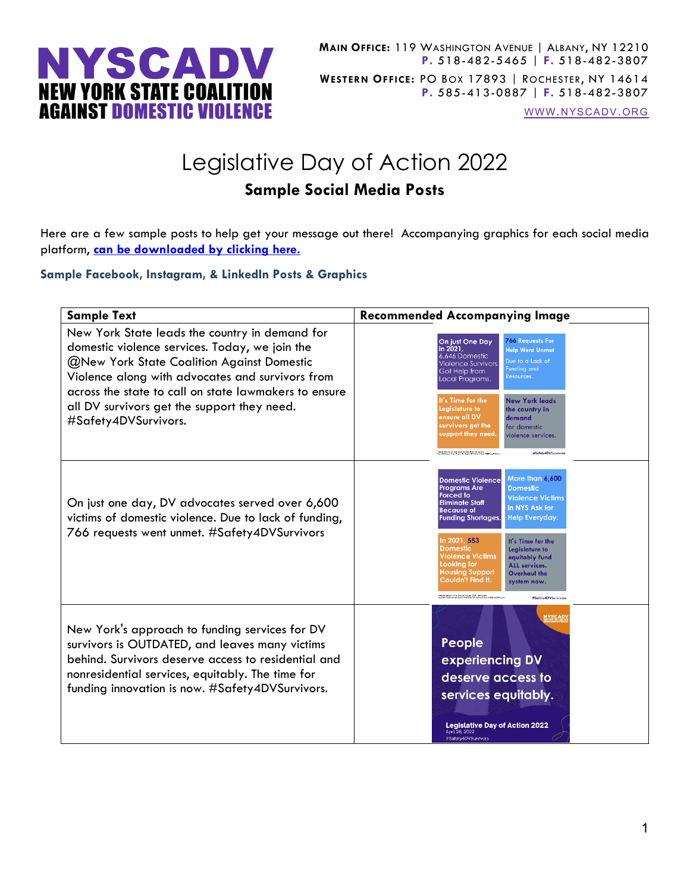**NYSCADV**
**NEW YORK STATE COALITION AGAINST DOMESTIC VIOLENCE**

**MAIN OFFICE:** 119 WASHINGTON AVENUE | ALBANY, NY 12210
**P.** 518-482-5465 | **F.** 518-482-3807

**WESTERN OFFICE:** PO BOX 17893 | ROCHESTER, NY 14614
**P.** 585-413-0887 | **F.** 518-482-3807

WWW.NYSCADV.ORG

# Legislative Day of Action 2022

## Sample Social Media Posts

Here are a few sample posts to help get your message out there! Accompanying graphics for each social media platform, **can be downloaded by clicking here.**

### Sample Facebook, Instagram, & LinkedIn Posts & Graphics

| Sample Text | Recommended Accompanying Image |
|---|---|
| New York State leads the country in demand for domestic violence services. Today, we join the @New York State Coalition Against Domestic Violence along with advocates and survivors from across the state to call on state lawmakers to ensure all DV survivors get the support they need. #Safety4DVSurvivors. | On just One Day in 2021, 6,646 Domestic Violence Survivors Got Help from Local Programs. / 766 Requests For Help Went Unmet Due to a Lack of Funding and Resources. / It's Time for the Legislature to ensure all DV survivors get the support they need. / New York leads the country in demand for domestic violence services. #Safety4DVSurvivors |
| On just one day, DV advocates served over 6,600 victims of domestic violence. Due to lack of funding, 766 requests went unmet. #Safety4DVSurvivors | Domestic Violence Programs Are Forced to Eliminate Staff Because of Funding Shortages. / More than 6,600 Domestic Violence Victims in NYS Ask for Help Everyday. / In 2021, 553 Domestic Violence Victims Looking for Housing Support Couldn't Find It. / It's Time for the Legislature to equitably fund ALL services. Overhaul the system now. #Safety4DVSurvivors |
| New York's approach to funding services for DV survivors is OUTDATED, and leaves many victims behind. Survivors deserve access to residential and nonresidential services, equitably. The time for funding innovation is now. #Safety4DVSurvivors. | People experiencing DV deserve access to services equitably. Legislative Day of Action 2022 April 26, 2022 #Safety4DVSurvivors |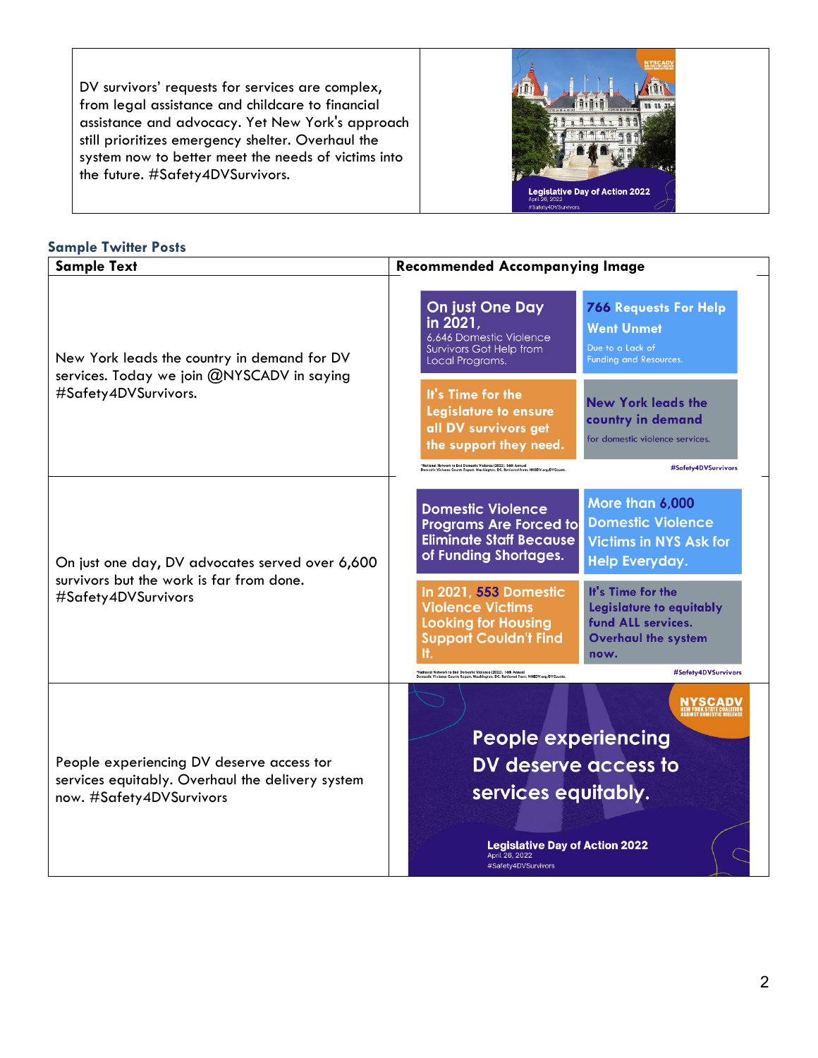| | |
|---|---|
| DV survivors' requests for services are complex, from legal assistance and childcare to financial assistance and advocacy. Yet New York's approach still prioritizes emergency shelter. Overhaul the system now to better meet the needs of victims into the future. #Safety4DVSurvivors. | |

## Sample Twitter Posts

| Sample Text | Recommended Accompanying Image |
|---|---|
| New York leads the country in demand for DV services. Today we join @NYSCADV in saying #Safety4DVSurvivors. | |
| On just one day, DV advocates served over 6,600 survivors but the work is far from done. #Safety4DVSurvivors | |
| People experiencing DV deserve access tor services equitably. Overhaul the delivery system now. #Safety4DVSurvivors | |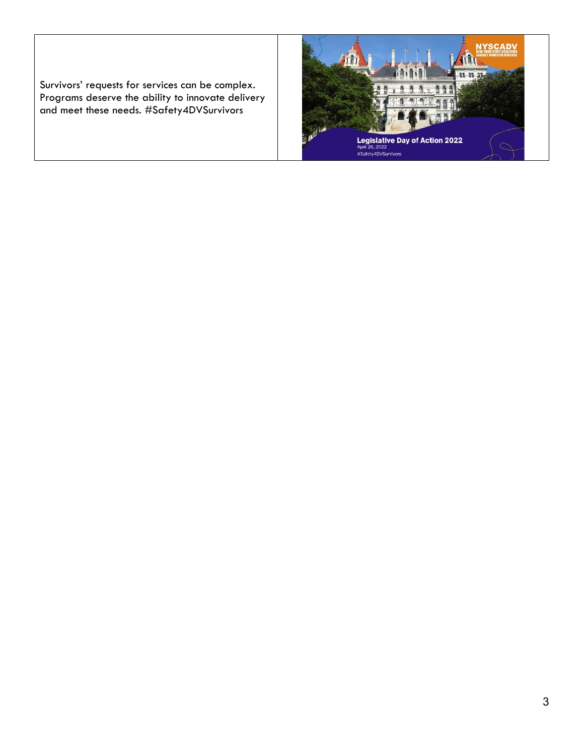| | |
|---|---|
| Survivors' requests for services can be complex. Programs deserve the ability to innovate delivery and meet these needs. #Safety4DVSurvivors | |